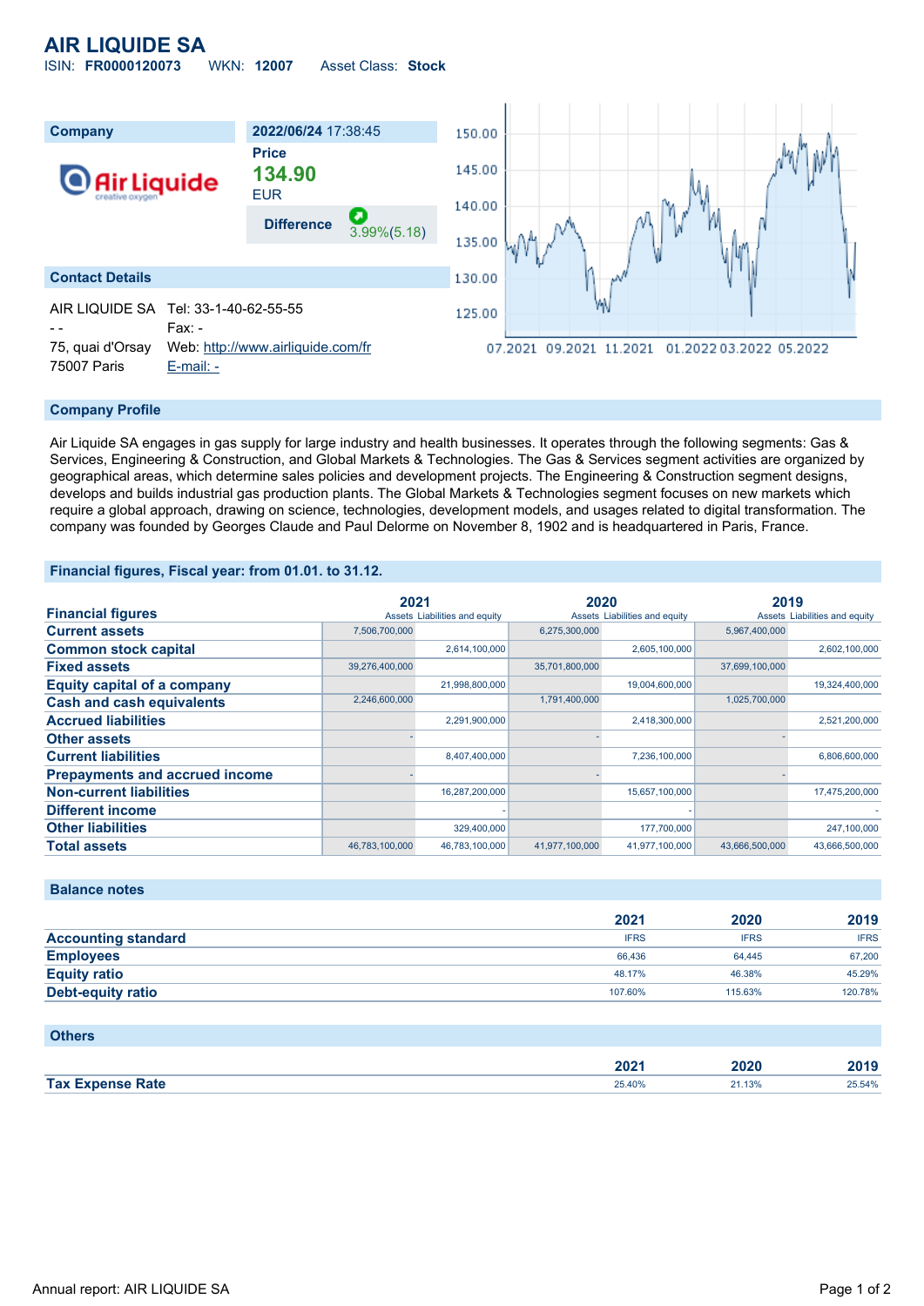# AIR LIQUIDE SA

ISIN: **FR0000120073** WKN: **12007** Asset Class: **Stock**

| Company | 2022/06/24 17:38:45 |
|---|---|
| | **Price** |
| | **134.90** |
| | EUR |
| | **Difference** 3.99%(5.18) |

## Contact Details

AIR LIQUIDE SA
- -
75, quai d'Orsay
75007 Paris

Tel: 33-1-40-62-55-55
Fax: -
Web: http://www.airliquide.com/fr
E-mail: -

## Company Profile

Air Liquide SA engages in gas supply for large industry and health businesses. It operates through the following segments: Gas & Services, Engineering & Construction, and Global Markets & Technologies. The Gas & Services segment activities are organized by geographical areas, which determine sales policies and development projects. The Engineering & Construction segment designs, develops and builds industrial gas production plants. The Global Markets & Technologies segment focuses on new markets which require a global approach, drawing on science, technologies, development models, and usages related to digital transformation. The company was founded by Georges Claude and Paul Delorme on November 8, 1902 and is headquartered in Paris, France.

## Financial figures, Fiscal year: from 01.01. to 31.12.

| Financial figures | 2021 | | 2020 | | 2019 | |
|---|---|---|---|---|---|---|
| | Assets | Liabilities and equity | Assets | Liabilities and equity | Assets | Liabilities and equity |
| **Current assets** | 7,506,700,000 | | 6,275,300,000 | | 5,967,400,000 | |
| **Common stock capital** | | 2,614,100,000 | | 2,605,100,000 | | 2,602,100,000 |
| **Fixed assets** | 39,276,400,000 | | 35,701,800,000 | | 37,699,100,000 | |
| **Equity capital of a company** | | 21,998,800,000 | | 19,004,600,000 | | 19,324,400,000 |
| **Cash and cash equivalents** | 2,246,600,000 | | 1,791,400,000 | | 1,025,700,000 | |
| **Accrued liabilities** | | 2,291,900,000 | | 2,418,300,000 | | 2,521,200,000 |
| **Other assets** | - | | - | | - | |
| **Current liabilities** | | 8,407,400,000 | | 7,236,100,000 | | 6,806,600,000 |
| **Prepayments and accrued income** | - | | - | | - | |
| **Non-current liabilities** | | 16,287,200,000 | | 15,657,100,000 | | 17,475,200,000 |
| **Different income** | | - | | - | | - |
| **Other liabilities** | | 329,400,000 | | 177,700,000 | | 247,100,000 |
| **Total assets** | 46,783,100,000 | 46,783,100,000 | 41,977,100,000 | 41,977,100,000 | 43,666,500,000 | 43,666,500,000 |

## Balance notes

| | 2021 | 2020 | 2019 |
|---|---|---|---|
| **Accounting standard** | IFRS | IFRS | IFRS |
| **Employees** | 66,436 | 64,445 | 67,200 |
| **Equity ratio** | 48.17% | 46.38% | 45.29% |
| **Debt-equity ratio** | 107.60% | 115.63% | 120.78% |

## Others

| | 2021 | 2020 | 2019 |
|---|---|---|---|
| **Tax Expense Rate** | 25.40% | 21.13% | 25.54% |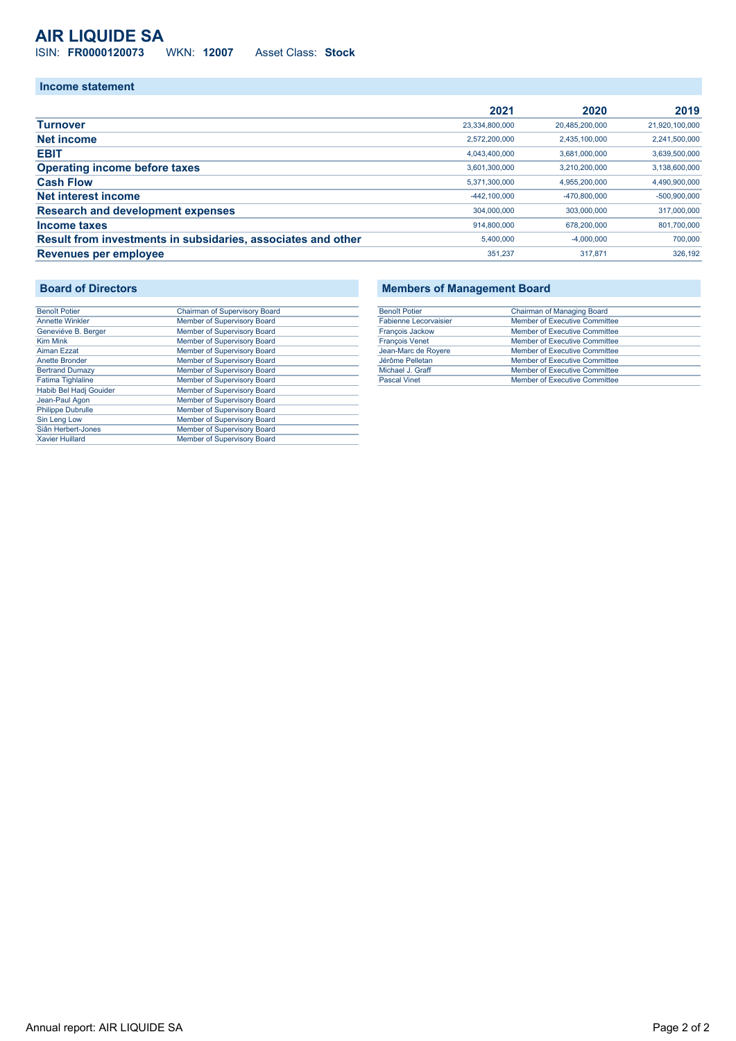# AIR LIQUIDE SA

ISIN: **FR0000120073** WKN: **12007** Asset Class: **Stock**

## Income statement

| | 2021 | 2020 | 2019 |
|---|---|---|---|
| **Turnover** | 23,334,800,000 | 20,485,200,000 | 21,920,100,000 |
| **Net income** | 2,572,200,000 | 2,435,100,000 | 2,241,500,000 |
| **EBIT** | 4,043,400,000 | 3,681,000,000 | 3,639,500,000 |
| **Operating income before taxes** | 3,601,300,000 | 3,210,200,000 | 3,138,600,000 |
| **Cash Flow** | 5,371,300,000 | 4,955,200,000 | 4,490,900,000 |
| **Net interest income** | -442,100,000 | -470,800,000 | -500,900,000 |
| **Research and development expenses** | 304,000,000 | 303,000,000 | 317,000,000 |
| **Income taxes** | 914,800,000 | 678,200,000 | 801,700,000 |
| **Result from investments in subsidaries, associates and other** | 5,400,000 | -4,000,000 | 700,000 |
| **Revenues per employee** | 351,237 | 317,871 | 326,192 |

## Board of Directors

| | |
|---|---|
| Benoît Potier | Chairman of Supervisory Board |
| Annette Winkler | Member of Supervisory Board |
| Geneviéve B. Berger | Member of Supervisory Board |
| Kim Mink | Member of Supervisory Board |
| Aiman Ezzat | Member of Supervisory Board |
| Anette Bronder | Member of Supervisory Board |
| Bertrand Dumazy | Member of Supervisory Board |
| Fatima Tighlaline | Member of Supervisory Board |
| Habib Bel Hadj Gouider | Member of Supervisory Board |
| Jean-Paul Agon | Member of Supervisory Board |
| Philippe Dubrulle | Member of Supervisory Board |
| Sin Leng Low | Member of Supervisory Board |
| Siân Herbert-Jones | Member of Supervisory Board |
| Xavier Huillard | Member of Supervisory Board |

## Members of Management Board

| | |
|---|---|
| Benoît Potier | Chairman of Managing Board |
| Fabienne Lecorvaisier | Member of Executive Committee |
| François Jackow | Member of Executive Committee |
| François Venet | Member of Executive Committee |
| Jean-Marc de Royere | Member of Executive Committee |
| Jérôme Pelletan | Member of Executive Committee |
| Michael J. Graff | Member of Executive Committee |
| Pascal Vinet | Member of Executive Committee |